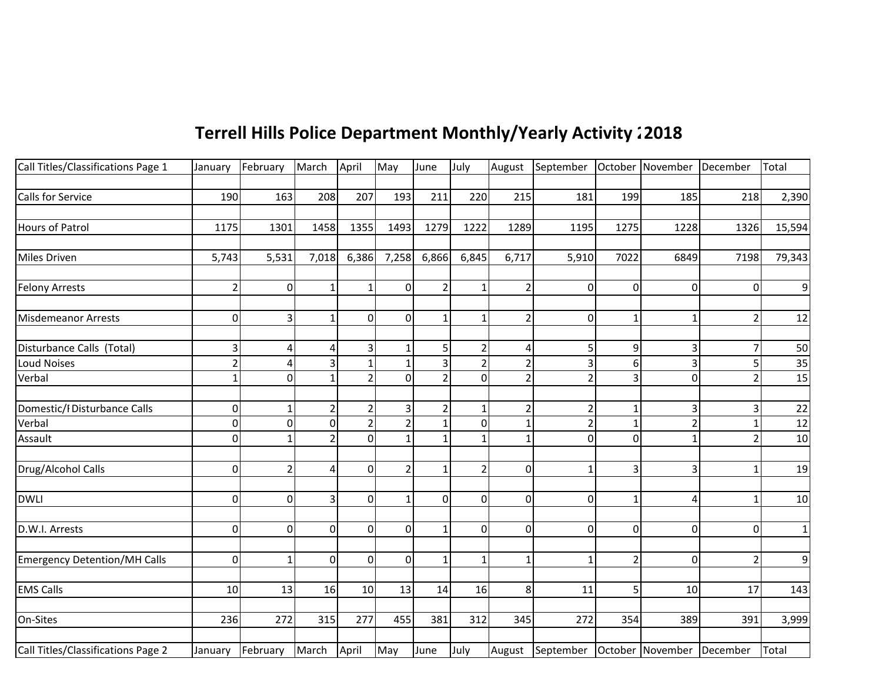# Terrell Hills Police Department Monthly/Yearly Activity 2018

| Call Titles/Classifications Page 1 | January | February | March | April | May | June | July | August | September | October | November | December | Total |
|---|---|---|---|---|---|---|---|---|---|---|---|---|---|
| | | | | | | | | | | | | | |
| Calls for Service | 190 | 163 | 208 | 207 | 193 | 211 | 220 | 215 | 181 | 199 | 185 | 218 | 2,390 |
| | | | | | | | | | | | | | |
| Hours of Patrol | 1175 | 1301 | 1458 | 1355 | 1493 | 1279 | 1222 | 1289 | 1195 | 1275 | 1228 | 1326 | 15,594 |
| | | | | | | | | | | | | | |
| Miles Driven | 5,743 | 5,531 | 7,018 | 6,386 | 7,258 | 6,866 | 6,845 | 6,717 | 5,910 | 7022 | 6849 | 7198 | 79,343 |
| | | | | | | | | | | | | | |
| Felony Arrests | 2 | 0 | 1 | 1 | 0 | 2 | 1 | 2 | 0 | 0 | 0 | 0 | 9 |
| | | | | | | | | | | | | | |
| Misdemeanor Arrests | 0 | 3 | 1 | 0 | 0 | 1 | 1 | 2 | 0 | 1 | 1 | 2 | 12 |
| | | | | | | | | | | | | | |
| Disturbance Calls (Total) | 3 | 4 | 4 | 3 | 1 | 5 | 2 | 4 | 5 | 9 | 3 | 7 | 50 |
| Loud Noises | 2 | 4 | 3 | 1 | 1 | 3 | 2 | 2 | 3 | 6 | 3 | 5 | 35 |
| Verbal | 1 | 0 | 1 | 2 | 0 | 2 | 0 | 2 | 2 | 3 | 0 | 2 | 15 |
| | | | | | | | | | | | | | |
| Domestic/I Disturbance Calls | 0 | 1 | 2 | 2 | 3 | 2 | 1 | 2 | 2 | 1 | 3 | 3 | 22 |
| Verbal | 0 | 0 | 0 | 2 | 2 | 1 | 0 | 1 | 2 | 1 | 2 | 1 | 12 |
| Assault | 0 | 1 | 2 | 0 | 1 | 1 | 1 | 1 | 0 | 0 | 1 | 2 | 10 |
| | | | | | | | | | | | | | |
| Drug/Alcohol Calls | 0 | 2 | 4 | 0 | 2 | 1 | 2 | 0 | 1 | 3 | 3 | 1 | 19 |
| | | | | | | | | | | | | | |
| DWLI | 0 | 0 | 3 | 0 | 1 | 0 | 0 | 0 | 0 | 1 | 4 | 1 | 10 |
| | | | | | | | | | | | | | |
| D.W.I. Arrests | 0 | 0 | 0 | 0 | 0 | 1 | 0 | 0 | 0 | 0 | 0 | 0 | 1 |
| | | | | | | | | | | | | | |
| Emergency Detention/MH Calls | 0 | 1 | 0 | 0 | 0 | 1 | 1 | 1 | 1 | 2 | 0 | 2 | 9 |
| | | | | | | | | | | | | | |
| EMS Calls | 10 | 13 | 16 | 10 | 13 | 14 | 16 | 8 | 11 | 5 | 10 | 17 | 143 |
| | | | | | | | | | | | | | |
| On-Sites | 236 | 272 | 315 | 277 | 455 | 381 | 312 | 345 | 272 | 354 | 389 | 391 | 3,999 |
| | | | | | | | | | | | | | |
| Call Titles/Classifications Page 2 | January | February | March | April | May | June | July | August | September | October | November | December | Total |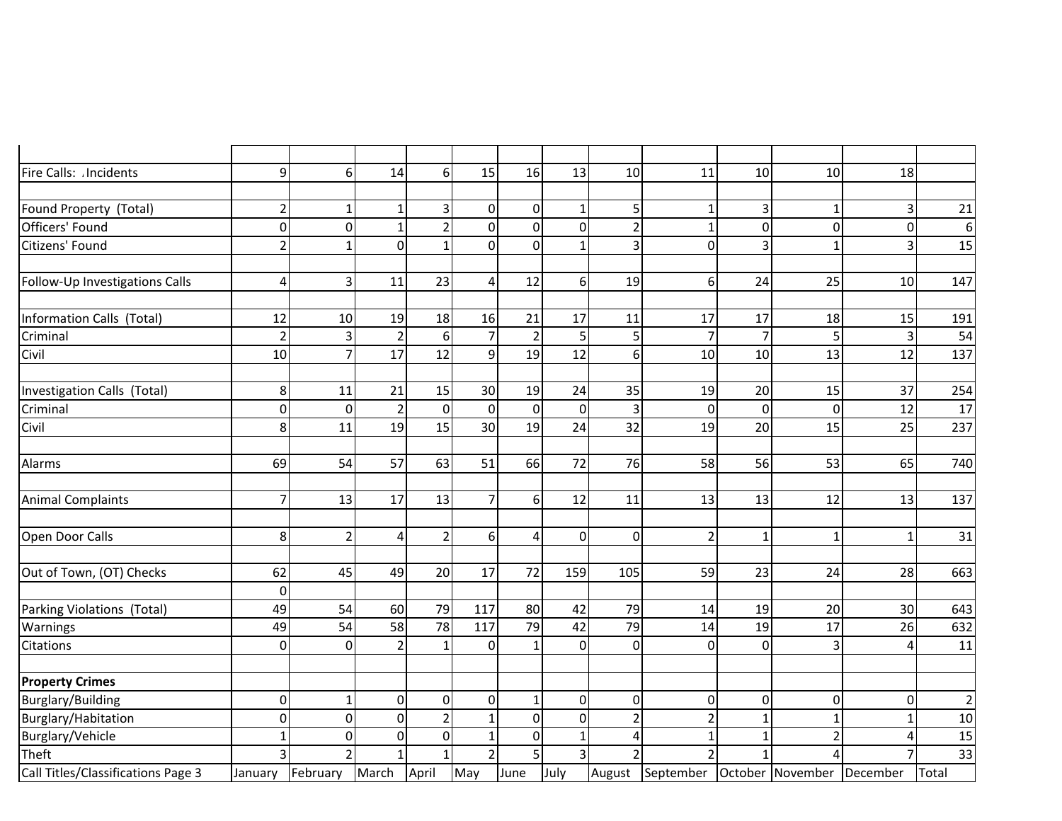| Call Titles/Classifications Page 3 | January | February | March | April | May | June | July | August | September | October | November | December | Total |
|---|---|---|---|---|---|---|---|---|---|---|---|---|---|
| | | | | | | | | | | | | | |
| Fire Calls: .Incidents | 9 | 6 | 14 | 6 | 15 | 16 | 13 | 10 | 11 | 10 | 10 | 18 | |
| | | | | | | | | | | | | | |
| Found Property (Total) | 2 | 1 | 1 | 3 | 0 | 0 | 1 | 5 | 1 | 3 | 1 | 3 | 21 |
| Officers' Found | 0 | 0 | 1 | 2 | 0 | 0 | 0 | 2 | 1 | 0 | 0 | 0 | 6 |
| Citizens' Found | 2 | 1 | 0 | 1 | 0 | 0 | 1 | 3 | 0 | 3 | 1 | 3 | 15 |
| | | | | | | | | | | | | | |
| Follow-Up Investigations Calls | 4 | 3 | 11 | 23 | 4 | 12 | 6 | 19 | 6 | 24 | 25 | 10 | 147 |
| | | | | | | | | | | | | | |
| Information Calls (Total) | 12 | 10 | 19 | 18 | 16 | 21 | 17 | 11 | 17 | 17 | 18 | 15 | 191 |
| Criminal | 2 | 3 | 2 | 6 | 7 | 2 | 5 | 5 | 7 | 7 | 5 | 3 | 54 |
| Civil | 10 | 7 | 17 | 12 | 9 | 19 | 12 | 6 | 10 | 10 | 13 | 12 | 137 |
| | | | | | | | | | | | | | |
| Investigation Calls (Total) | 8 | 11 | 21 | 15 | 30 | 19 | 24 | 35 | 19 | 20 | 15 | 37 | 254 |
| Criminal | 0 | 0 | 2 | 0 | 0 | 0 | 0 | 3 | 0 | 0 | 0 | 12 | 17 |
| Civil | 8 | 11 | 19 | 15 | 30 | 19 | 24 | 32 | 19 | 20 | 15 | 25 | 237 |
| | | | | | | | | | | | | | |
| Alarms | 69 | 54 | 57 | 63 | 51 | 66 | 72 | 76 | 58 | 56 | 53 | 65 | 740 |
| | | | | | | | | | | | | | |
| Animal Complaints | 7 | 13 | 17 | 13 | 7 | 6 | 12 | 11 | 13 | 13 | 12 | 13 | 137 |
| | | | | | | | | | | | | | |
| Open Door Calls | 8 | 2 | 4 | 2 | 6 | 4 | 0 | 0 | 2 | 1 | 1 | 1 | 31 |
| | | | | | | | | | | | | | |
| Out of Town, (OT) Checks | 62 | 45 | 49 | 20 | 17 | 72 | 159 | 105 | 59 | 23 | 24 | 28 | 663 |
| | 0 | | | | | | | | | | | | |
| Parking Violations (Total) | 49 | 54 | 60 | 79 | 117 | 80 | 42 | 79 | 14 | 19 | 20 | 30 | 643 |
| Warnings | 49 | 54 | 58 | 78 | 117 | 79 | 42 | 79 | 14 | 19 | 17 | 26 | 632 |
| Citations | 0 | 0 | 2 | 1 | 0 | 1 | 0 | 0 | 0 | 0 | 3 | 4 | 11 |
| | | | | | | | | | | | | | |
| **Property Crimes** | | | | | | | | | | | | | |
| Burglary/Building | 0 | 1 | 0 | 0 | 0 | 1 | 0 | 0 | 0 | 0 | 0 | 0 | 2 |
| Burglary/Habitation | 0 | 0 | 0 | 2 | 1 | 0 | 0 | 2 | 2 | 1 | 1 | 1 | 10 |
| Burglary/Vehicle | 1 | 0 | 0 | 0 | 1 | 0 | 1 | 4 | 1 | 1 | 2 | 4 | 15 |
| Theft | 3 | 2 | 1 | 1 | 2 | 5 | 3 | 2 | 2 | 1 | 4 | 7 | 33 |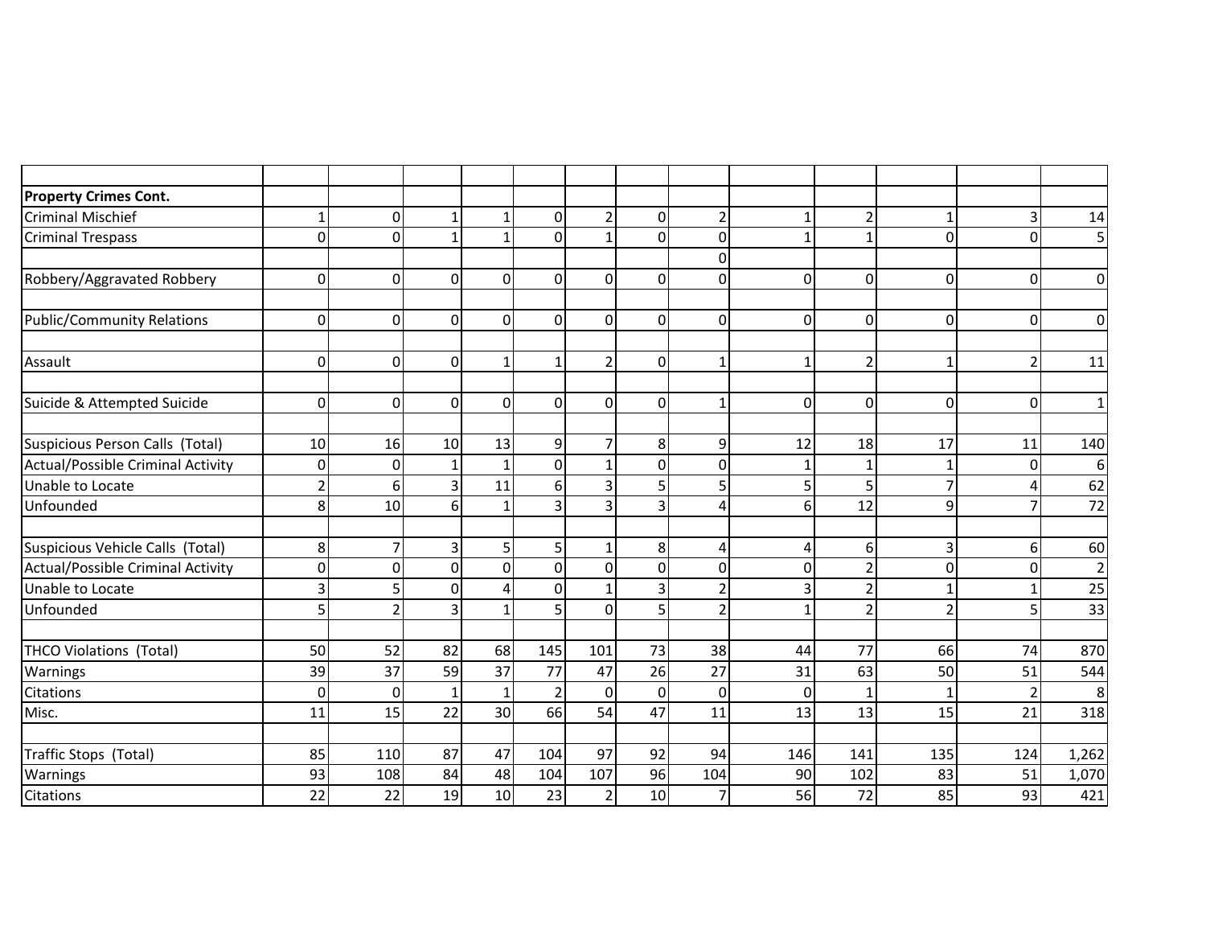| | | | | | | | | | | | | | |
|---|---|---|---|---|---|---|---|---|---|---|---|---|---|
| **Property Crimes Cont.** | | | | | | | | | | | | | |
| Criminal Mischief | 1 | 0 | 1 | 1 | 0 | 2 | 0 | 2 | 1 | 2 | 1 | 3 | 14 |
| Criminal Trespass | 0 | 0 | 1 | 1 | 0 | 1 | 0 | 0 | 1 | 1 | 0 | 0 | 5 |
| | | | | | | | | 0 | | | | | |
| Robbery/Aggravated Robbery | 0 | 0 | 0 | 0 | 0 | 0 | 0 | 0 | 0 | 0 | 0 | 0 | 0 |
| | | | | | | | | | | | | | |
| Public/Community Relations | 0 | 0 | 0 | 0 | 0 | 0 | 0 | 0 | 0 | 0 | 0 | 0 | 0 |
| | | | | | | | | | | | | | |
| Assault | 0 | 0 | 0 | 1 | 1 | 2 | 0 | 1 | 1 | 2 | 1 | 2 | 11 |
| | | | | | | | | | | | | | |
| Suicide & Attempted Suicide | 0 | 0 | 0 | 0 | 0 | 0 | 0 | 1 | 0 | 0 | 0 | 0 | 1 |
| | | | | | | | | | | | | | |
| Suspicious Person Calls (Total) | 10 | 16 | 10 | 13 | 9 | 7 | 8 | 9 | 12 | 18 | 17 | 11 | 140 |
| Actual/Possible Criminal Activity | 0 | 0 | 1 | 1 | 0 | 1 | 0 | 0 | 1 | 1 | 1 | 0 | 6 |
| Unable to Locate | 2 | 6 | 3 | 11 | 6 | 3 | 5 | 5 | 5 | 5 | 7 | 4 | 62 |
| Unfounded | 8 | 10 | 6 | 1 | 3 | 3 | 3 | 4 | 6 | 12 | 9 | 7 | 72 |
| | | | | | | | | | | | | | |
| Suspicious Vehicle Calls (Total) | 8 | 7 | 3 | 5 | 5 | 1 | 8 | 4 | 4 | 6 | 3 | 6 | 60 |
| Actual/Possible Criminal Activity | 0 | 0 | 0 | 0 | 0 | 0 | 0 | 0 | 0 | 2 | 0 | 0 | 2 |
| Unable to Locate | 3 | 5 | 0 | 4 | 0 | 1 | 3 | 2 | 3 | 2 | 1 | 1 | 25 |
| Unfounded | 5 | 2 | 3 | 1 | 5 | 0 | 5 | 2 | 1 | 2 | 2 | 5 | 33 |
| | | | | | | | | | | | | | |
| THCO Violations (Total) | 50 | 52 | 82 | 68 | 145 | 101 | 73 | 38 | 44 | 77 | 66 | 74 | 870 |
| Warnings | 39 | 37 | 59 | 37 | 77 | 47 | 26 | 27 | 31 | 63 | 50 | 51 | 544 |
| Citations | 0 | 0 | 1 | 1 | 2 | 0 | 0 | 0 | 0 | 1 | 1 | 2 | 8 |
| Misc. | 11 | 15 | 22 | 30 | 66 | 54 | 47 | 11 | 13 | 13 | 15 | 21 | 318 |
| | | | | | | | | | | | | | |
| Traffic Stops (Total) | 85 | 110 | 87 | 47 | 104 | 97 | 92 | 94 | 146 | 141 | 135 | 124 | 1,262 |
| Warnings | 93 | 108 | 84 | 48 | 104 | 107 | 96 | 104 | 90 | 102 | 83 | 51 | 1,070 |
| Citations | 22 | 22 | 19 | 10 | 23 | 2 | 10 | 7 | 56 | 72 | 85 | 93 | 421 |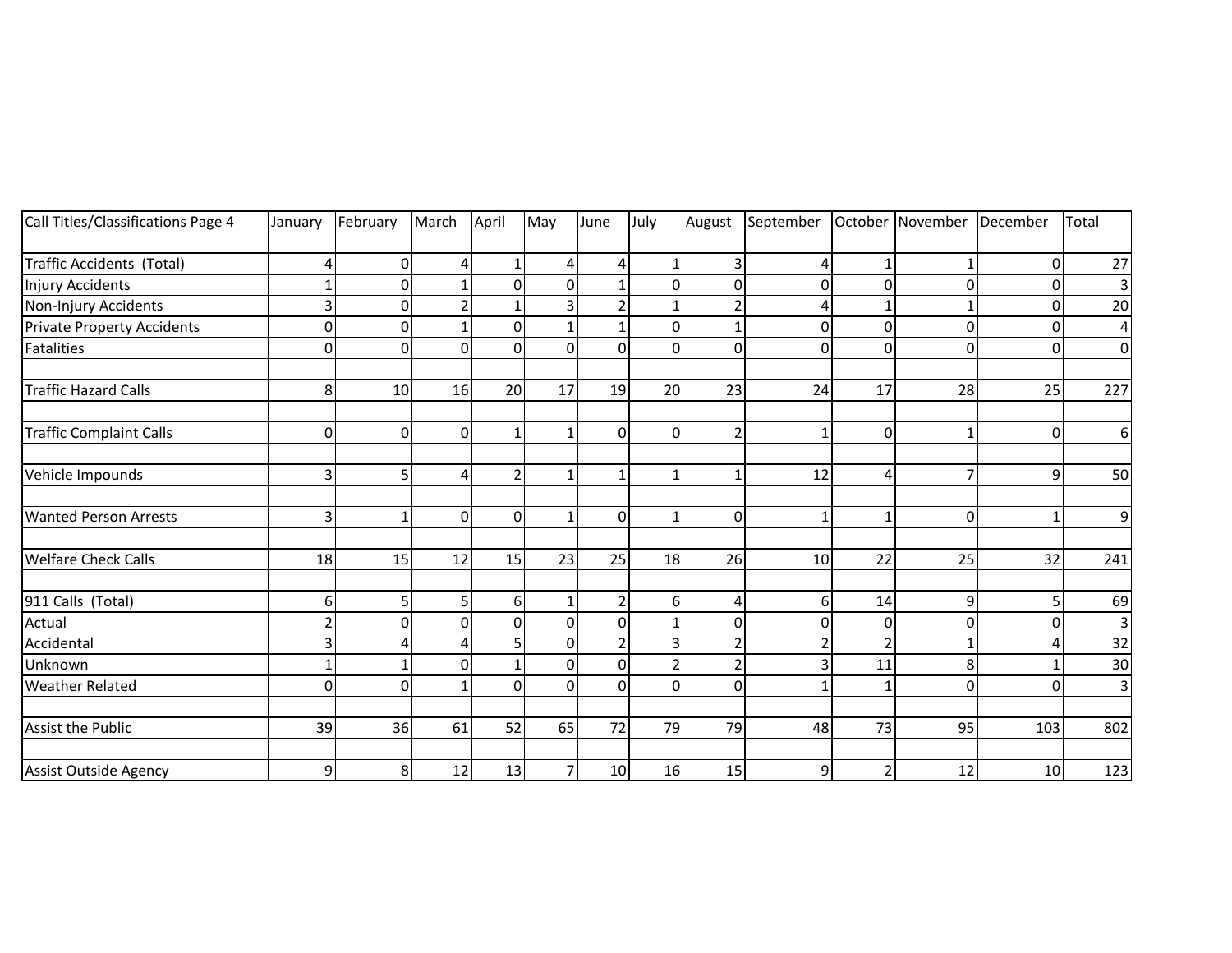| Call Titles/Classifications Page 4 | January | February | March | April | May | June | July | August | September | October | November | December | Total |
|---|---|---|---|---|---|---|---|---|---|---|---|---|---|
| | | | | | | | | | | | | | |
| Traffic Accidents (Total) | 4 | 0 | 4 | 1 | 4 | 4 | 1 | 3 | 4 | 1 | 1 | 0 | 27 |
| Injury Accidents | 1 | 0 | 1 | 0 | 0 | 1 | 0 | 0 | 0 | 0 | 0 | 0 | 3 |
| Non-Injury Accidents | 3 | 0 | 2 | 1 | 3 | 2 | 1 | 2 | 4 | 1 | 1 | 0 | 20 |
| Private Property Accidents | 0 | 0 | 1 | 0 | 1 | 1 | 0 | 1 | 0 | 0 | 0 | 0 | 4 |
| Fatalities | 0 | 0 | 0 | 0 | 0 | 0 | 0 | 0 | 0 | 0 | 0 | 0 | 0 |
| | | | | | | | | | | | | | |
| Traffic Hazard Calls | 8 | 10 | 16 | 20 | 17 | 19 | 20 | 23 | 24 | 17 | 28 | 25 | 227 |
| | | | | | | | | | | | | | |
| Traffic Complaint Calls | 0 | 0 | 0 | 1 | 1 | 0 | 0 | 2 | 1 | 0 | 1 | 0 | 6 |
| | | | | | | | | | | | | | |
| Vehicle Impounds | 3 | 5 | 4 | 2 | 1 | 1 | 1 | 1 | 12 | 4 | 7 | 9 | 50 |
| | | | | | | | | | | | | | |
| Wanted Person Arrests | 3 | 1 | 0 | 0 | 1 | 0 | 1 | 0 | 1 | 1 | 0 | 1 | 9 |
| | | | | | | | | | | | | | |
| Welfare Check Calls | 18 | 15 | 12 | 15 | 23 | 25 | 18 | 26 | 10 | 22 | 25 | 32 | 241 |
| | | | | | | | | | | | | | |
| 911 Calls (Total) | 6 | 5 | 5 | 6 | 1 | 2 | 6 | 4 | 6 | 14 | 9 | 5 | 69 |
| Actual | 2 | 0 | 0 | 0 | 0 | 0 | 1 | 0 | 0 | 0 | 0 | 0 | 3 |
| Accidental | 3 | 4 | 4 | 5 | 0 | 2 | 3 | 2 | 2 | 2 | 1 | 4 | 32 |
| Unknown | 1 | 1 | 0 | 1 | 0 | 0 | 2 | 2 | 3 | 11 | 8 | 1 | 30 |
| Weather Related | 0 | 0 | 1 | 0 | 0 | 0 | 0 | 0 | 1 | 1 | 0 | 0 | 3 |
| | | | | | | | | | | | | | |
| Assist the Public | 39 | 36 | 61 | 52 | 65 | 72 | 79 | 79 | 48 | 73 | 95 | 103 | 802 |
| | | | | | | | | | | | | | |
| Assist Outside Agency | 9 | 8 | 12 | 13 | 7 | 10 | 16 | 15 | 9 | 2 | 12 | 10 | 123 |